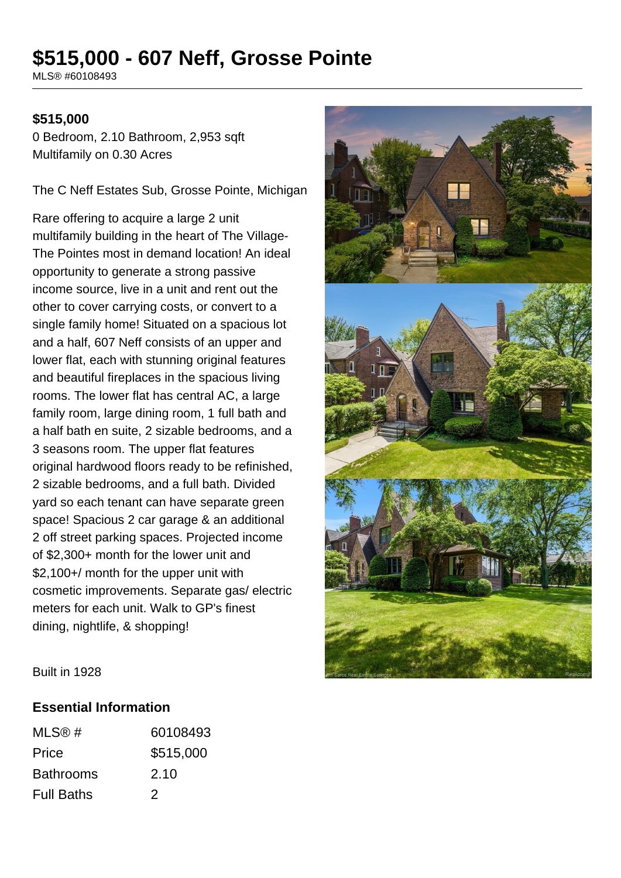# $515,000 - 607 Neff, Grosse Pointe

MLS® #60108493

**$515,000**

0 Bedroom, 2.10 Bathroom, 2,953 sqft

Multifamily on 0.30 Acres

The C Neff Estates Sub, Grosse Pointe, Michigan

Rare offering to acquire a large 2 unit multifamily building in the heart of The Village- The Pointes most in demand location! An ideal opportunity to generate a strong passive income source, live in a unit and rent out the other to cover carrying costs, or convert to a single family home! Situated on a spacious lot and a half, 607 Neff consists of an upper and lower flat, each with stunning original features and beautiful fireplaces in the spacious living rooms. The lower flat has central AC, a large family room, large dining room, 1 full bath and a half bath en suite, 2 sizable bedrooms, and a 3 seasons room. The upper flat features original hardwood floors ready to be refinished, 2 sizable bedrooms, and a full bath. Divided yard so each tenant can have separate green space! Spacious 2 car garage & an additional 2 off street parking spaces. Projected income of $2,300+ month for the lower unit and $2,100+/ month for the upper unit with cosmetic improvements. Separate gas/ electric meters for each unit. Walk to GP's finest dining, nightlife, & shopping!

Built in 1928

## Essential Information

| | |
|---|---|
| MLS® # | 60108493 |
| Price | $515,000 |
| Bathrooms | 2.10 |
| Full Baths | 2 |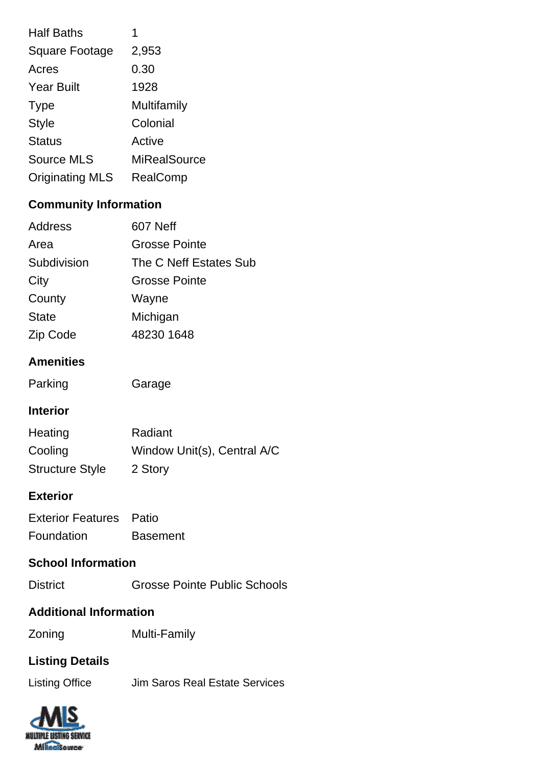| | |
|---|---|
| Half Baths | 1 |
| Square Footage | 2,953 |
| Acres | 0.30 |
| Year Built | 1928 |
| Type | Multifamily |
| Style | Colonial |
| Status | Active |
| Source MLS | MiRealSource |
| Originating MLS | RealComp |

## Community Information

| | |
|---|---|
| Address | 607 Neff |
| Area | Grosse Pointe |
| Subdivision | The C Neff Estates Sub |
| City | Grosse Pointe |
| County | Wayne |
| State | Michigan |
| Zip Code | 48230 1648 |

## Amenities

| | |
|---|---|
| Parking | Garage |

## Interior

| | |
|---|---|
| Heating | Radiant |
| Cooling | Window Unit(s), Central A/C |
| Structure Style | 2 Story |

## Exterior

| | |
|---|---|
| Exterior Features | Patio |
| Foundation | Basement |

## School Information

| | |
|---|---|
| District | Grosse Pointe Public Schools |

## Additional Information

| | |
|---|---|
| Zoning | Multi-Family |

## Listing Details

| | |
|---|---|
| Listing Office | Jim Saros Real Estate Services |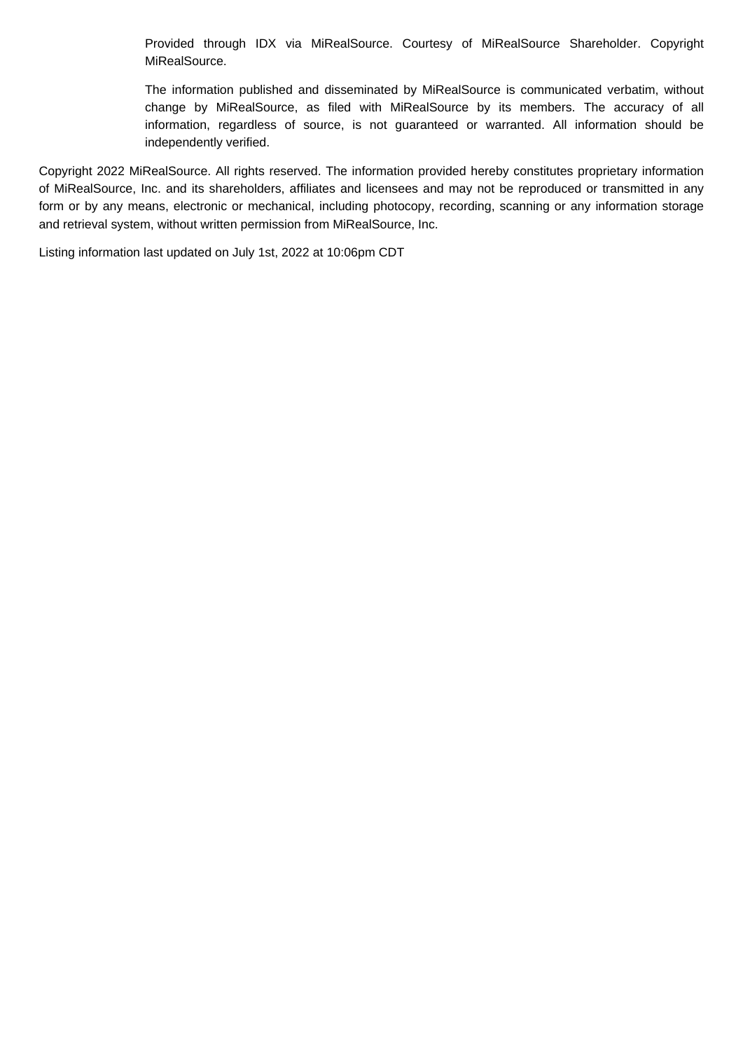Provided through IDX via MiRealSource. Courtesy of MiRealSource Shareholder. Copyright MiRealSource.

The information published and disseminated by MiRealSource is communicated verbatim, without change by MiRealSource, as filed with MiRealSource by its members. The accuracy of all information, regardless of source, is not guaranteed or warranted. All information should be independently verified.

Copyright 2022 MiRealSource. All rights reserved. The information provided hereby constitutes proprietary information of MiRealSource, Inc. and its shareholders, affiliates and licensees and may not be reproduced or transmitted in any form or by any means, electronic or mechanical, including photocopy, recording, scanning or any information storage and retrieval system, without written permission from MiRealSource, Inc.

Listing information last updated on July 1st, 2022 at 10:06pm CDT